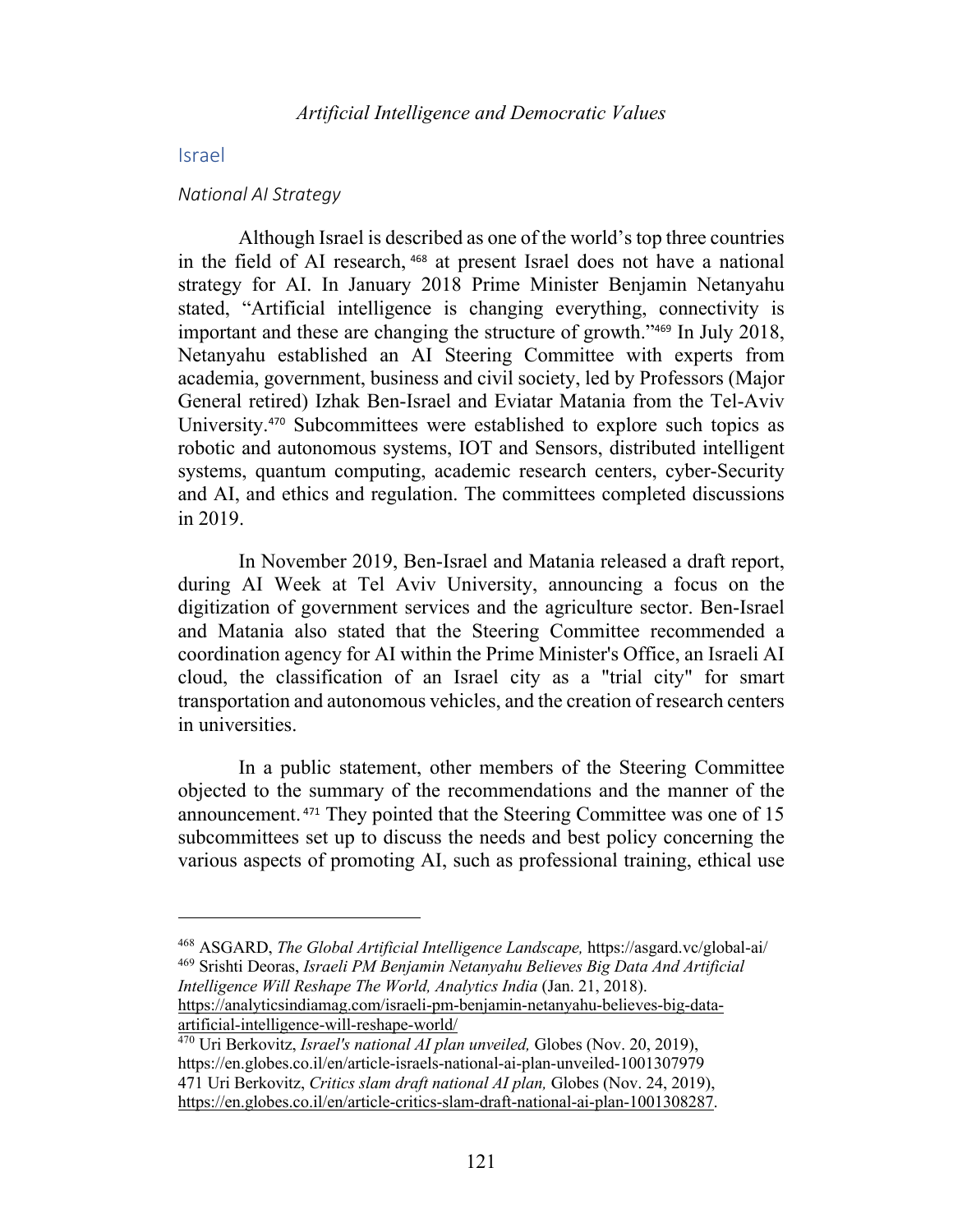## Israel

### *National AI Strategy*

Although Israel is described as one of the world's top three countries in the field of AI research,[468] at present Israel does not have a national strategy for AI. In January 2018 Prime Minister Benjamin Netanyahu stated, "Artificial intelligence is changing everything, connectivity is important and these are changing the structure of growth."[469] In July 2018, Netanyahu established an AI Steering Committee with experts from academia, government, business and civil society, led by Professors (Major General retired) Izhak Ben-Israel and Eviatar Matania from the Tel-Aviv University.[470] Subcommittees were established to explore such topics as robotic and autonomous systems, IOT and Sensors, distributed intelligent systems, quantum computing, academic research centers, cyber-Security and AI, and ethics and regulation. The committees completed discussions in 2019.

In November 2019, Ben-Israel and Matania released a draft report, during AI Week at Tel Aviv University, announcing a focus on the digitization of government services and the agriculture sector. Ben-Israel and Matania also stated that the Steering Committee recommended a coordination agency for AI within the Prime Minister's Office, an Israeli AI cloud, the classification of an Israel city as a "trial city" for smart transportation and autonomous vehicles, and the creation of research centers in universities.

In a public statement, other members of the Steering Committee objected to the summary of the recommendations and the manner of the announcement.[471] They pointed that the Steering Committee was one of 15 subcommittees set up to discuss the needs and best policy concerning the various aspects of promoting AI, such as professional training, ethical use

---

[468] ASGARD, *The Global Artificial Intelligence Landscape,* https://asgard.vc/global-ai/

[469] Srishti Deoras, *Israeli PM Benjamin Netanyahu Believes Big Data And Artificial Intelligence Will Reshape The World, Analytics India* (Jan. 21, 2018). https://analyticsindiamag.com/israeli-pm-benjamin-netanyahu-believes-big-data-artificial-intelligence-will-reshape-world/

[470] Uri Berkovitz, *Israel's national AI plan unveiled,* Globes (Nov. 20, 2019), https://en.globes.co.il/en/article-israels-national-ai-plan-unveiled-1001307979

471 Uri Berkovitz, *Critics slam draft national AI plan,* Globes (Nov. 24, 2019), https://en.globes.co.il/en/article-critics-slam-draft-national-ai-plan-1001308287.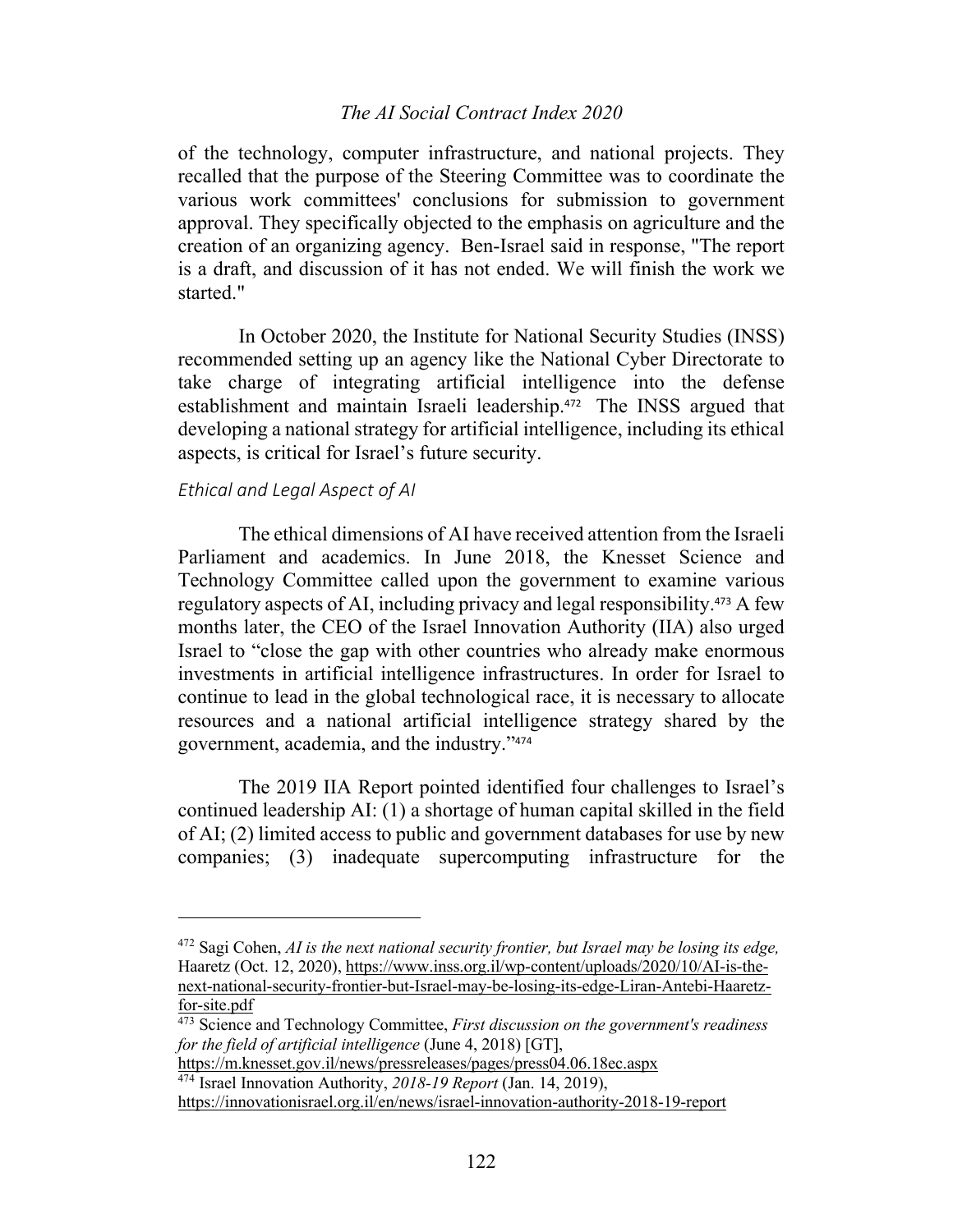of the technology, computer infrastructure, and national projects. They recalled that the purpose of the Steering Committee was to coordinate the various work committees' conclusions for submission to government approval. They specifically objected to the emphasis on agriculture and the creation of an organizing agency. Ben-Israel said in response, "The report is a draft, and discussion of it has not ended. We will finish the work we started."

In October 2020, the Institute for National Security Studies (INSS) recommended setting up an agency like the National Cyber Directorate to take charge of integrating artificial intelligence into the defense establishment and maintain Israeli leadership.[472] The INSS argued that developing a national strategy for artificial intelligence, including its ethical aspects, is critical for Israel's future security.

### *Ethical and Legal Aspect of AI*

The ethical dimensions of AI have received attention from the Israeli Parliament and academics. In June 2018, the Knesset Science and Technology Committee called upon the government to examine various regulatory aspects of AI, including privacy and legal responsibility.[473] A few months later, the CEO of the Israel Innovation Authority (IIA) also urged Israel to "close the gap with other countries who already make enormous investments in artificial intelligence infrastructures. In order for Israel to continue to lead in the global technological race, it is necessary to allocate resources and a national artificial intelligence strategy shared by the government, academia, and the industry."[474]

The 2019 IIA Report pointed identified four challenges to Israel's continued leadership AI: (1) a shortage of human capital skilled in the field of AI; (2) limited access to public and government databases for use by new companies; (3) inadequate supercomputing infrastructure for the

---

[472] Sagi Cohen, *AI is the next national security frontier, but Israel may be losing its edge,* Haaretz (Oct. 12, 2020), https://www.inss.org.il/wp-content/uploads/2020/10/AI-is-the-next-national-security-frontier-but-Israel-may-be-losing-its-edge-Liran-Antebi-Haaretz-for-site.pdf

[473] Science and Technology Committee, *First discussion on the government's readiness for the field of artificial intelligence* (June 4, 2018) [GT], https://m.knesset.gov.il/news/pressreleases/pages/press04.06.18ec.aspx

[474] Israel Innovation Authority, *2018-19 Report* (Jan. 14, 2019), https://innovationisrael.org.il/en/news/israel-innovation-authority-2018-19-report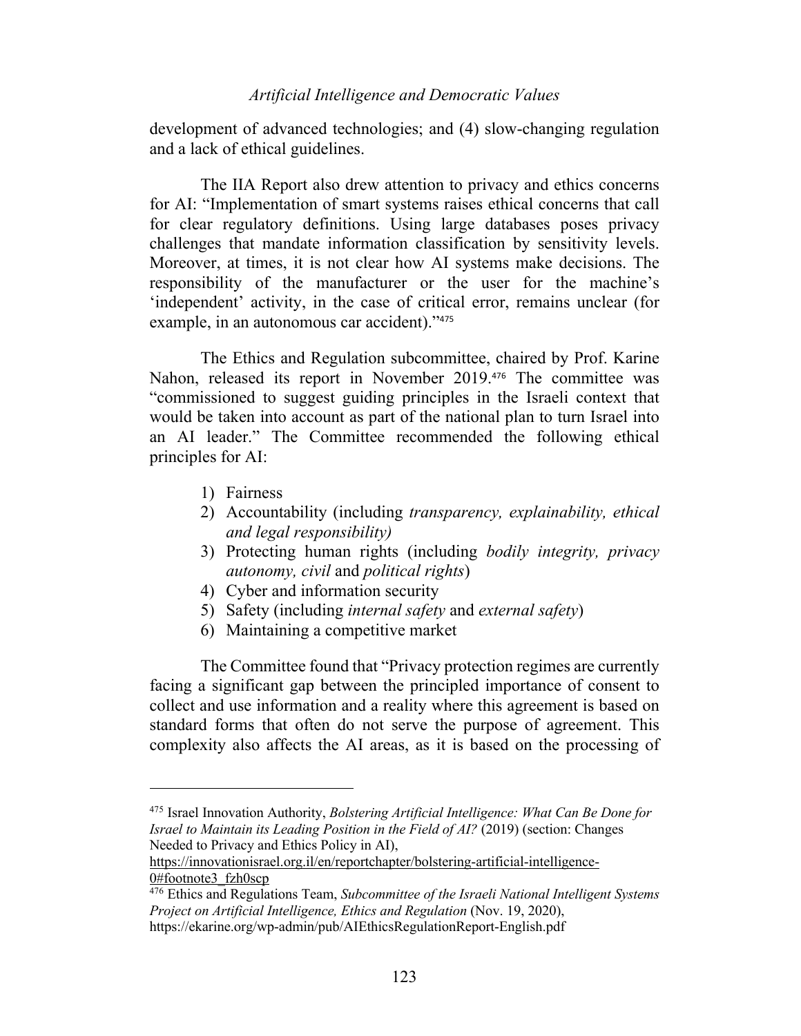development of advanced technologies; and (4) slow-changing regulation and a lack of ethical guidelines.

The IIA Report also drew attention to privacy and ethics concerns for AI: "Implementation of smart systems raises ethical concerns that call for clear regulatory definitions. Using large databases poses privacy challenges that mandate information classification by sensitivity levels. Moreover, at times, it is not clear how AI systems make decisions. The responsibility of the manufacturer or the user for the machine's 'independent' activity, in the case of critical error, remains unclear (for example, in an autonomous car accident)."[475]

The Ethics and Regulation subcommittee, chaired by Prof. Karine Nahon, released its report in November 2019.[476] The committee was "commissioned to suggest guiding principles in the Israeli context that would be taken into account as part of the national plan to turn Israel into an AI leader." The Committee recommended the following ethical principles for AI:

1) Fairness
2) Accountability (including *transparency, explainability, ethical and legal responsibility)*
3) Protecting human rights (including *bodily integrity, privacy autonomy, civil* and *political rights*)
4) Cyber and information security
5) Safety (including *internal safety* and *external safety*)
6) Maintaining a competitive market

The Committee found that "Privacy protection regimes are currently facing a significant gap between the principled importance of consent to collect and use information and a reality where this agreement is based on standard forms that often do not serve the purpose of agreement. This complexity also affects the AI areas, as it is based on the processing of

---

[475] Israel Innovation Authority, *Bolstering Artificial Intelligence: What Can Be Done for Israel to Maintain its Leading Position in the Field of AI?* (2019) (section: Changes Needed to Privacy and Ethics Policy in AI), https://innovationisrael.org.il/en/reportchapter/bolstering-artificial-intelligence-0#footnote3_fzh0scp

[476] Ethics and Regulations Team, *Subcommittee of the Israeli National Intelligent Systems Project on Artificial Intelligence, Ethics and Regulation* (Nov. 19, 2020), https://ekarine.org/wp-admin/pub/AIEthicsRegulationReport-English.pdf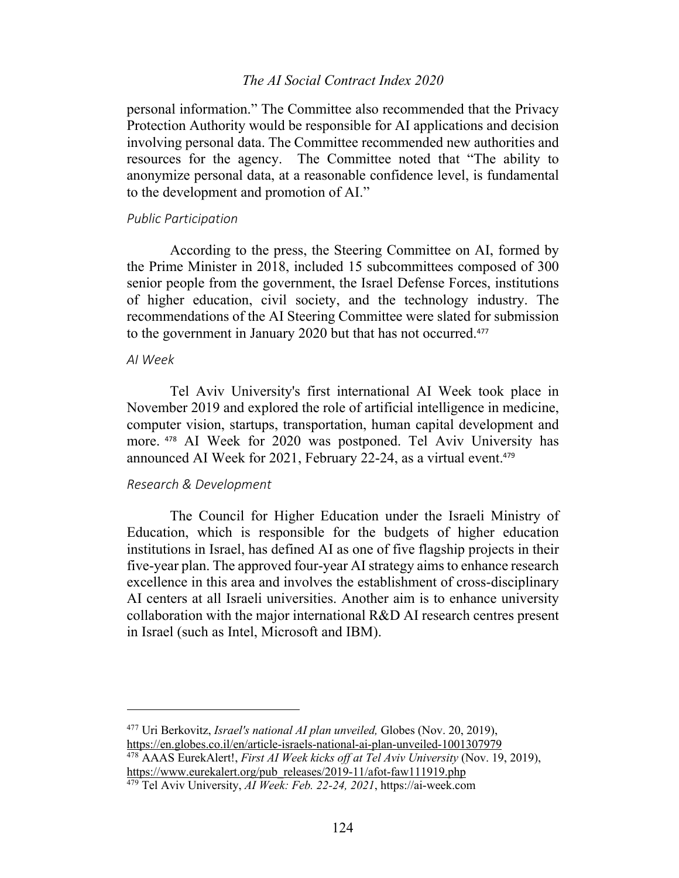personal information." The Committee also recommended that the Privacy Protection Authority would be responsible for AI applications and decision involving personal data. The Committee recommended new authorities and resources for the agency. The Committee noted that "The ability to anonymize personal data, at a reasonable confidence level, is fundamental to the development and promotion of AI."

### *Public Participation*

According to the press, the Steering Committee on AI, formed by the Prime Minister in 2018, included 15 subcommittees composed of 300 senior people from the government, the Israel Defense Forces, institutions of higher education, civil society, and the technology industry. The recommendations of the AI Steering Committee were slated for submission to the government in January 2020 but that has not occurred.[477]

### *AI Week*

Tel Aviv University's first international AI Week took place in November 2019 and explored the role of artificial intelligence in medicine, computer vision, startups, transportation, human capital development and more.[478] AI Week for 2020 was postponed. Tel Aviv University has announced AI Week for 2021, February 22-24, as a virtual event.[479]

### *Research & Development*

The Council for Higher Education under the Israeli Ministry of Education, which is responsible for the budgets of higher education institutions in Israel, has defined AI as one of five flagship projects in their five-year plan. The approved four-year AI strategy aims to enhance research excellence in this area and involves the establishment of cross-disciplinary AI centers at all Israeli universities. Another aim is to enhance university collaboration with the major international R&D AI research centres present in Israel (such as Intel, Microsoft and IBM).

---

[477] Uri Berkovitz, *Israel's national AI plan unveiled,* Globes (Nov. 20, 2019), https://en.globes.co.il/en/article-israels-national-ai-plan-unveiled-1001307979

[478] AAAS EurekAlert!, *First AI Week kicks off at Tel Aviv University* (Nov. 19, 2019), https://www.eurekalert.org/pub_releases/2019-11/afot-faw111919.php

[479] Tel Aviv University, *AI Week: Feb. 22-24, 2021*, https://ai-week.com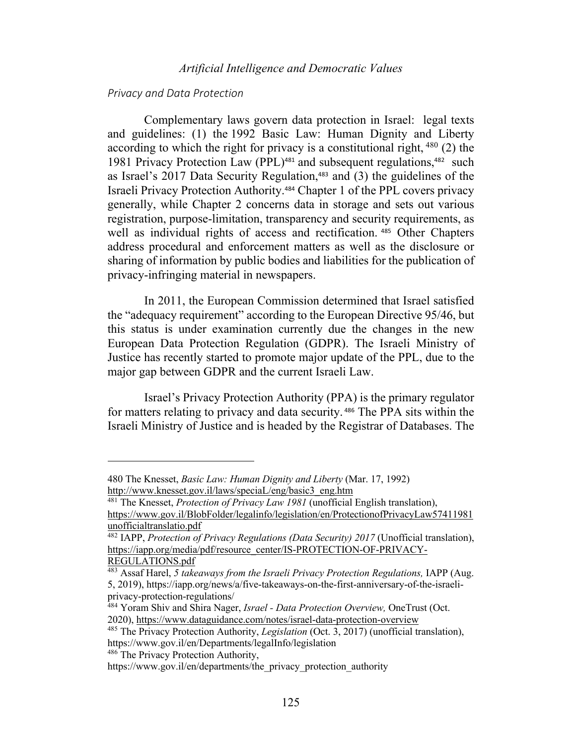*Privacy and Data Protection*

Complementary laws govern data protection in Israel: legal texts and guidelines: (1) the 1992 Basic Law: Human Dignity and Liberty according to which the right for privacy is a constitutional right,[480] (2) the 1981 Privacy Protection Law (PPL)[481] and subsequent regulations,[482] such as Israel's 2017 Data Security Regulation,[483] and (3) the guidelines of the Israeli Privacy Protection Authority.[484] Chapter 1 of the PPL covers privacy generally, while Chapter 2 concerns data in storage and sets out various registration, purpose-limitation, transparency and security requirements, as well as individual rights of access and rectification.[485] Other Chapters address procedural and enforcement matters as well as the disclosure or sharing of information by public bodies and liabilities for the publication of privacy-infringing material in newspapers.

In 2011, the European Commission determined that Israel satisfied the "adequacy requirement" according to the European Directive 95/46, but this status is under examination currently due the changes in the new European Data Protection Regulation (GDPR). The Israeli Ministry of Justice has recently started to promote major update of the PPL, due to the major gap between GDPR and the current Israeli Law.

Israel's Privacy Protection Authority (PPA) is the primary regulator for matters relating to privacy and data security.[486] The PPA sits within the Israeli Ministry of Justice and is headed by the Registrar of Databases. The

---

480 The Knesset, *Basic Law: Human Dignity and Liberty* (Mar. 17, 1992) http://www.knesset.gov.il/laws/speciaL/eng/basic3_eng.htm

481 The Knesset, *Protection of Privacy Law 1981* (unofficial English translation), https://www.gov.il/BlobFolder/legalinfo/legislation/en/ProtectionofPrivacyLaw57411981unofficialtranslatio.pdf

482 IAPP, *Protection of Privacy Regulations (Data Security) 2017* (Unofficial translation), https://iapp.org/media/pdf/resource_center/IS-PROTECTION-OF-PRIVACY-REGULATIONS.pdf

483 Assaf Harel, *5 takeaways from the Israeli Privacy Protection Regulations,* IAPP (Aug. 5, 2019), https://iapp.org/news/a/five-takeaways-on-the-first-anniversary-of-the-israeli-privacy-protection-regulations/

484 Yoram Shiv and Shira Nager, *Israel - Data Protection Overview,* OneTrust (Oct. 2020), https://www.dataguidance.com/notes/israel-data-protection-overview

485 The Privacy Protection Authority, *Legislation* (Oct. 3, 2017) (unofficial translation), https://www.gov.il/en/Departments/legalInfo/legislation

486 The Privacy Protection Authority, https://www.gov.il/en/departments/the_privacy_protection_authority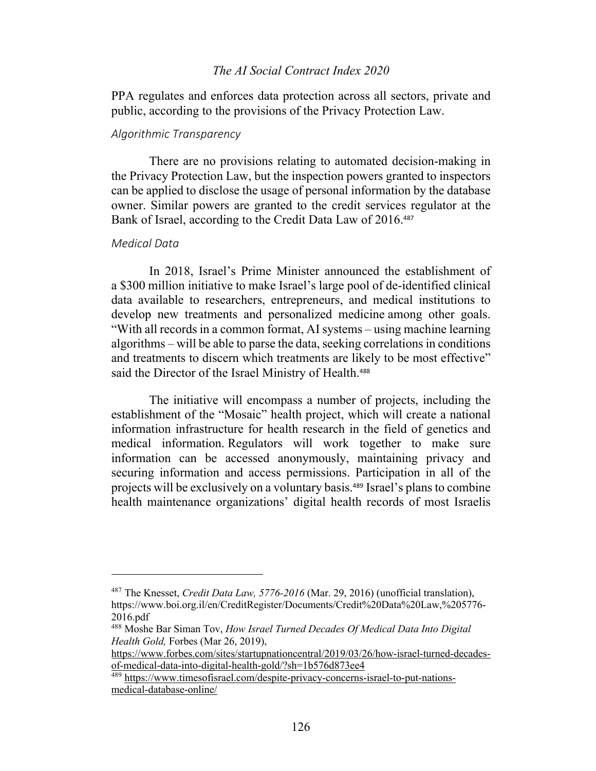PPA regulates and enforces data protection across all sectors, private and public, according to the provisions of the Privacy Protection Law.

### *Algorithmic Transparency*

There are no provisions relating to automated decision-making in the Privacy Protection Law, but the inspection powers granted to inspectors can be applied to disclose the usage of personal information by the database owner. Similar powers are granted to the credit services regulator at the Bank of Israel, according to the Credit Data Law of 2016.[487]

### *Medical Data*

In 2018, Israel's Prime Minister announced the establishment of a $300 million initiative to make Israel's large pool of de-identified clinical data available to researchers, entrepreneurs, and medical institutions to develop new treatments and personalized medicine among other goals. "With all records in a common format, AI systems – using machine learning algorithms – will be able to parse the data, seeking correlations in conditions and treatments to discern which treatments are likely to be most effective" said the Director of the Israel Ministry of Health.[488]

The initiative will encompass a number of projects, including the establishment of the "Mosaic" health project, which will create a national information infrastructure for health research in the field of genetics and medical information. Regulators will work together to make sure information can be accessed anonymously, maintaining privacy and securing information and access permissions. Participation in all of the projects will be exclusively on a voluntary basis.[489] Israel's plans to combine health maintenance organizations' digital health records of most Israelis

---

[487] The Knesset, *Credit Data Law, 5776-2016* (Mar. 29, 2016) (unofficial translation), https://www.boi.org.il/en/CreditRegister/Documents/Credit%20Data%20Law,%205776-2016.pdf

[488] Moshe Bar Siman Tov, *How Israel Turned Decades Of Medical Data Into Digital Health Gold,* Forbes (Mar 26, 2019), https://www.forbes.com/sites/startupnationcentral/2019/03/26/how-israel-turned-decades-of-medical-data-into-digital-health-gold/?sh=1b576d873ee4

[489] https://www.timesofisrael.com/despite-privacy-concerns-israel-to-put-nations-medical-database-online/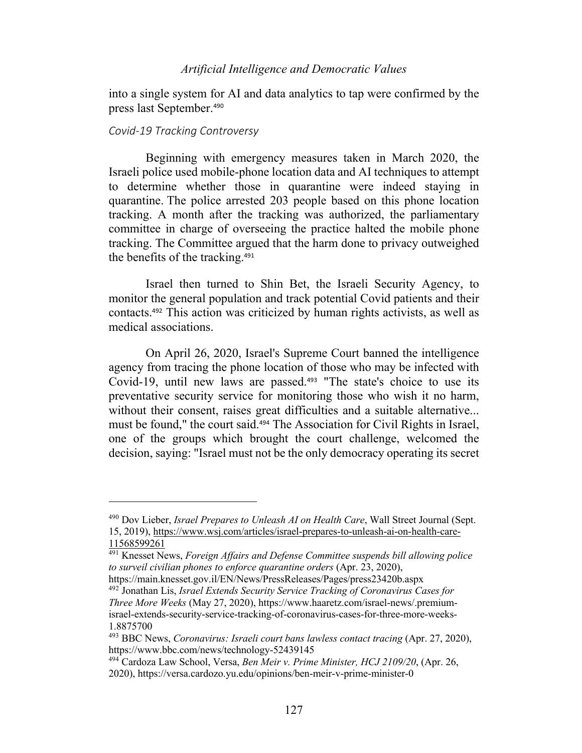into a single system for AI and data analytics to tap were confirmed by the press last September.[490]

### *Covid-19 Tracking Controversy*

Beginning with emergency measures taken in March 2020, the Israeli police used mobile-phone location data and AI techniques to attempt to determine whether those in quarantine were indeed staying in quarantine. The police arrested 203 people based on this phone location tracking. A month after the tracking was authorized, the parliamentary committee in charge of overseeing the practice halted the mobile phone tracking. The Committee argued that the harm done to privacy outweighed the benefits of the tracking.[491]

Israel then turned to Shin Bet, the Israeli Security Agency, to monitor the general population and track potential Covid patients and their contacts.[492] This action was criticized by human rights activists, as well as medical associations.

On April 26, 2020, Israel's Supreme Court banned the intelligence agency from tracing the phone location of those who may be infected with Covid-19, until new laws are passed.[493] "The state's choice to use its preventative security service for monitoring those who wish it no harm, without their consent, raises great difficulties and a suitable alternative... must be found," the court said.[494] The Association for Civil Rights in Israel, one of the groups which brought the court challenge, welcomed the decision, saying: "Israel must not be the only democracy operating its secret

---

[490] Dov Lieber, *Israel Prepares to Unleash AI on Health Care*, Wall Street Journal (Sept. 15, 2019), https://www.wsj.com/articles/israel-prepares-to-unleash-ai-on-health-care-11568599261

[491] Knesset News, *Foreign Affairs and Defense Committee suspends bill allowing police to surveil civilian phones to enforce quarantine orders* (Apr. 23, 2020), https://main.knesset.gov.il/EN/News/PressReleases/Pages/press23420b.aspx

[492] Jonathan Lis, *Israel Extends Security Service Tracking of Coronavirus Cases for Three More Weeks* (May 27, 2020), https://www.haaretz.com/israel-news/.premium-israel-extends-security-service-tracking-of-coronavirus-cases-for-three-more-weeks-1.8875700

[493] BBC News, *Coronavirus: Israeli court bans lawless contact tracing* (Apr. 27, 2020), https://www.bbc.com/news/technology-52439145

[494] Cardoza Law School, Versa, *Ben Meir v. Prime Minister, HCJ 2109/20*, (Apr. 26, 2020), https://versa.cardozo.yu.edu/opinions/ben-meir-v-prime-minister-0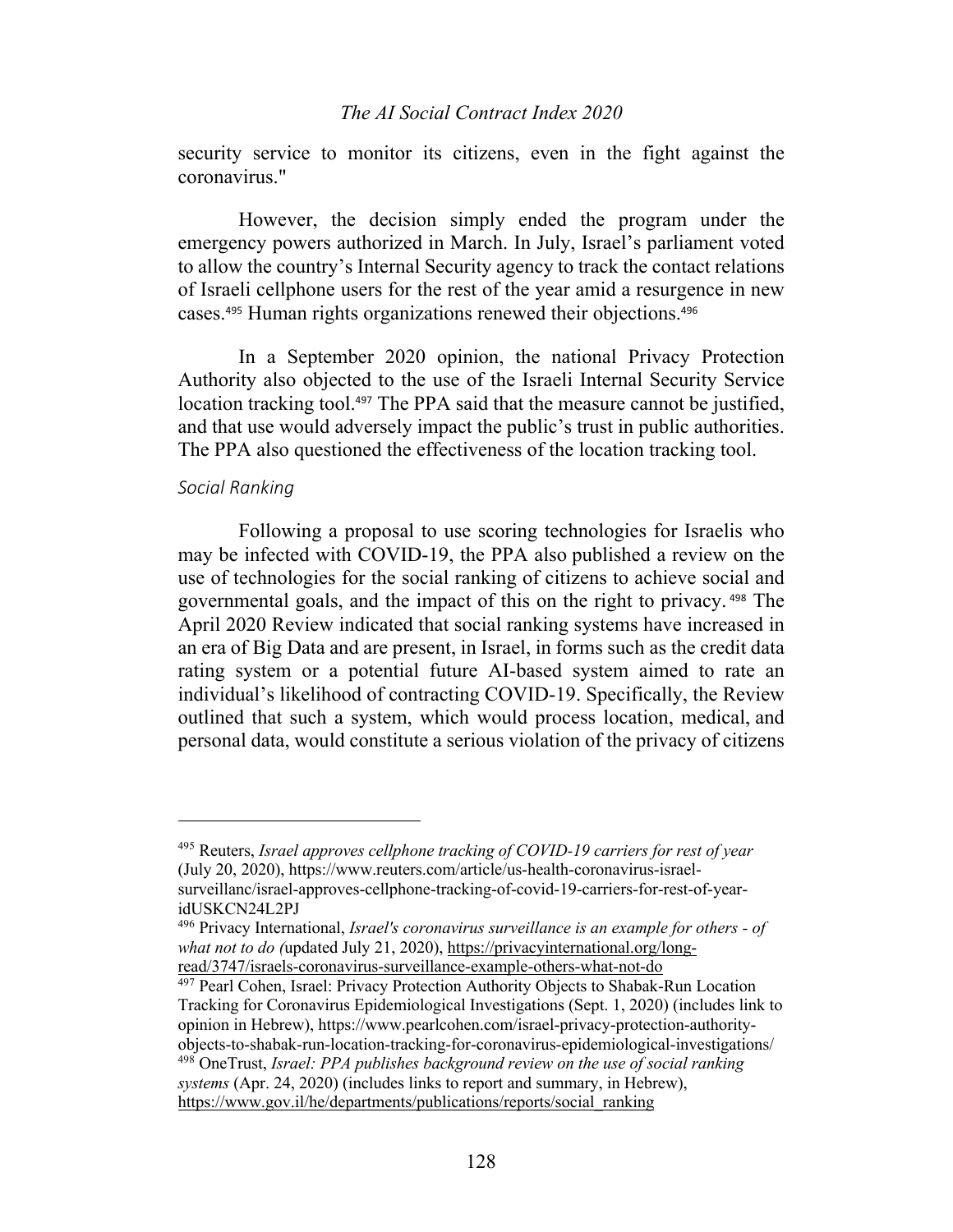security service to monitor its citizens, even in the fight against the coronavirus."

However, the decision simply ended the program under the emergency powers authorized in March. In July, Israel's parliament voted to allow the country's Internal Security agency to track the contact relations of Israeli cellphone users for the rest of the year amid a resurgence in new cases.[495] Human rights organizations renewed their objections.[496]

In a September 2020 opinion, the national Privacy Protection Authority also objected to the use of the Israeli Internal Security Service location tracking tool.[497] The PPA said that the measure cannot be justified, and that use would adversely impact the public's trust in public authorities. The PPA also questioned the effectiveness of the location tracking tool.

*Social Ranking*

Following a proposal to use scoring technologies for Israelis who may be infected with COVID-19, the PPA also published a review on the use of technologies for the social ranking of citizens to achieve social and governmental goals, and the impact of this on the right to privacy.[498] The April 2020 Review indicated that social ranking systems have increased in an era of Big Data and are present, in Israel, in forms such as the credit data rating system or a potential future AI-based system aimed to rate an individual's likelihood of contracting COVID-19. Specifically, the Review outlined that such a system, which would process location, medical, and personal data, would constitute a serious violation of the privacy of citizens

---

[495] Reuters, *Israel approves cellphone tracking of COVID-19 carriers for rest of year* (July 20, 2020), https://www.reuters.com/article/us-health-coronavirus-israel-surveillanc/israel-approves-cellphone-tracking-of-covid-19-carriers-for-rest-of-year-idUSKCN24L2PJ

[496] Privacy International, *Israel's coronavirus surveillance is an example for others - of what not to do (*updated July 21, 2020), https://privacyinternational.org/long-read/3747/israels-coronavirus-surveillance-example-others-what-not-do

[497] Pearl Cohen, Israel: Privacy Protection Authority Objects to Shabak-Run Location Tracking for Coronavirus Epidemiological Investigations (Sept. 1, 2020) (includes link to opinion in Hebrew), https://www.pearlcohen.com/israel-privacy-protection-authority-objects-to-shabak-run-location-tracking-for-coronavirus-epidemiological-investigations/

[498] OneTrust, *Israel: PPA publishes background review on the use of social ranking systems* (Apr. 24, 2020) (includes links to report and summary, in Hebrew), https://www.gov.il/he/departments/publications/reports/social_ranking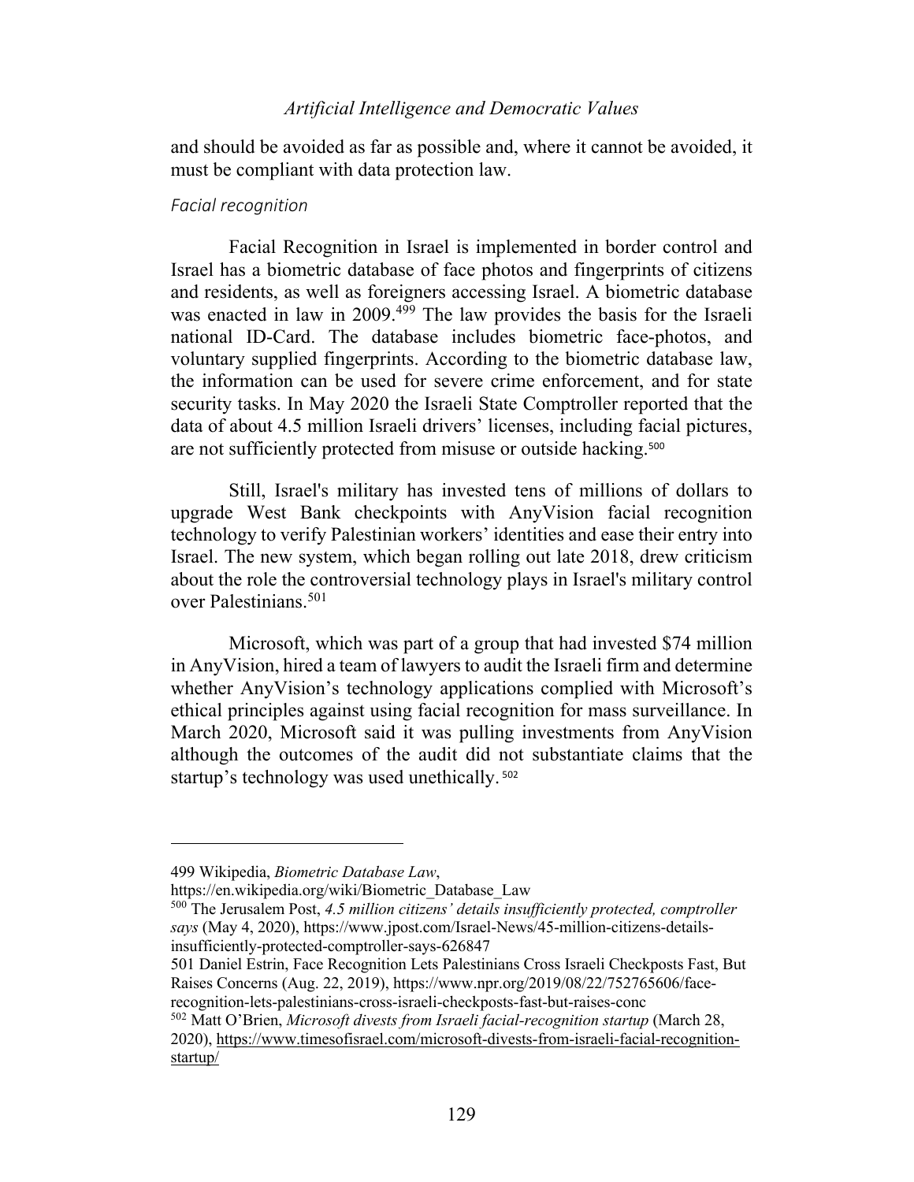and should be avoided as far as possible and, where it cannot be avoided, it must be compliant with data protection law.

### *Facial recognition*

Facial Recognition in Israel is implemented in border control and Israel has a biometric database of face photos and fingerprints of citizens and residents, as well as foreigners accessing Israel. A biometric database was enacted in law in 2009.[499] The law provides the basis for the Israeli national ID-Card. The database includes biometric face-photos, and voluntary supplied fingerprints. According to the biometric database law, the information can be used for severe crime enforcement, and for state security tasks. In May 2020 the Israeli State Comptroller reported that the data of about 4.5 million Israeli drivers' licenses, including facial pictures, are not sufficiently protected from misuse or outside hacking.[500]

Still, Israel's military has invested tens of millions of dollars to upgrade West Bank checkpoints with AnyVision facial recognition technology to verify Palestinian workers' identities and ease their entry into Israel. The new system, which began rolling out late 2018, drew criticism about the role the controversial technology plays in Israel's military control over Palestinians.[501]

Microsoft, which was part of a group that had invested $74 million in AnyVision, hired a team of lawyers to audit the Israeli firm and determine whether AnyVision's technology applications complied with Microsoft's ethical principles against using facial recognition for mass surveillance. In March 2020, Microsoft said it was pulling investments from AnyVision although the outcomes of the audit did not substantiate claims that the startup's technology was used unethically.[502]

---

499 Wikipedia, *Biometric Database Law*, https://en.wikipedia.org/wiki/Biometric_Database_Law

500 The Jerusalem Post, *4.5 million citizens' details insufficiently protected, comptroller says* (May 4, 2020), https://www.jpost.com/Israel-News/45-million-citizens-details-insufficiently-protected-comptroller-says-626847

501 Daniel Estrin, Face Recognition Lets Palestinians Cross Israeli Checkposts Fast, But Raises Concerns (Aug. 22, 2019), https://www.npr.org/2019/08/22/752765606/face-recognition-lets-palestinians-cross-israeli-checkposts-fast-but-raises-conc

502 Matt O'Brien, *Microsoft divests from Israeli facial-recognition startup* (March 28, 2020), https://www.timesofisrael.com/microsoft-divests-from-israeli-facial-recognition-startup/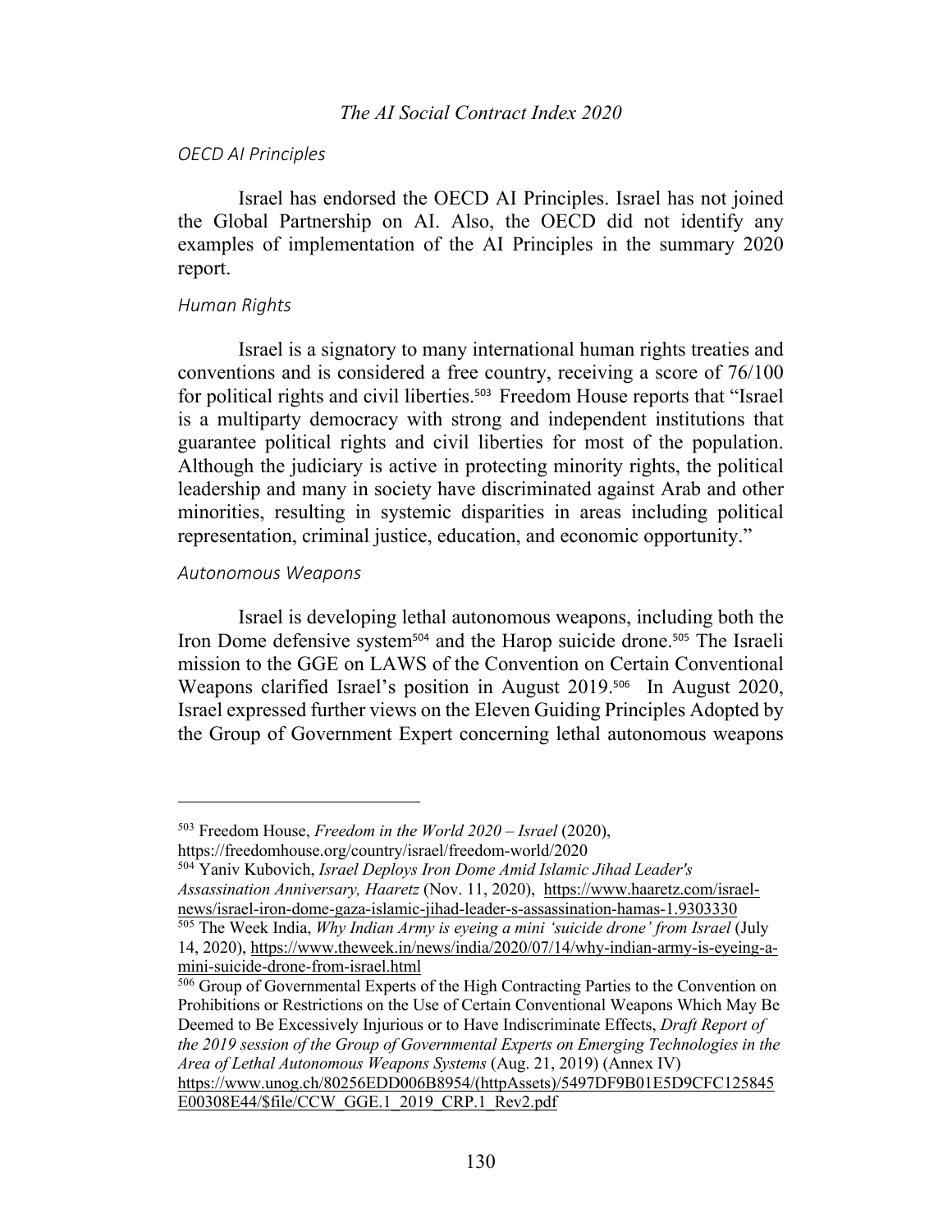### *OECD AI Principles*

Israel has endorsed the OECD AI Principles. Israel has not joined the Global Partnership on AI. Also, the OECD did not identify any examples of implementation of the AI Principles in the summary 2020 report.

### *Human Rights*

Israel is a signatory to many international human rights treaties and conventions and is considered a free country, receiving a score of 76/100 for political rights and civil liberties.[503] Freedom House reports that "Israel is a multiparty democracy with strong and independent institutions that guarantee political rights and civil liberties for most of the population. Although the judiciary is active in protecting minority rights, the political leadership and many in society have discriminated against Arab and other minorities, resulting in systemic disparities in areas including political representation, criminal justice, education, and economic opportunity."

### *Autonomous Weapons*

Israel is developing lethal autonomous weapons, including both the Iron Dome defensive system[504] and the Harop suicide drone.[505] The Israeli mission to the GGE on LAWS of the Convention on Certain Conventional Weapons clarified Israel's position in August 2019.[506] In August 2020, Israel expressed further views on the Eleven Guiding Principles Adopted by the Group of Government Expert concerning lethal autonomous weapons

---

[503] Freedom House, *Freedom in the World 2020 – Israel* (2020), https://freedomhouse.org/country/israel/freedom-world/2020

[504] Yaniv Kubovich, *Israel Deploys Iron Dome Amid Islamic Jihad Leader's Assassination Anniversary, Haaretz* (Nov. 11, 2020), https://www.haaretz.com/israel-news/israel-iron-dome-gaza-islamic-jihad-leader-s-assassination-hamas-1.9303330

[505] The Week India, *Why Indian Army is eyeing a mini 'suicide drone' from Israel* (July 14, 2020), https://www.theweek.in/news/india/2020/07/14/why-indian-army-is-eyeing-a-mini-suicide-drone-from-israel.html

[506] Group of Governmental Experts of the High Contracting Parties to the Convention on Prohibitions or Restrictions on the Use of Certain Conventional Weapons Which May Be Deemed to Be Excessively Injurious or to Have Indiscriminate Effects, *Draft Report of the 2019 session of the Group of Governmental Experts on Emerging Technologies in the Area of Lethal Autonomous Weapons Systems* (Aug. 21, 2019) (Annex IV) https://www.unog.ch/80256EDD006B8954/(httpAssets)/5497DF9B01E5D9CFC125845E00308E44/$file/CCW_GGE.1_2019_CRP.1_Rev2.pdf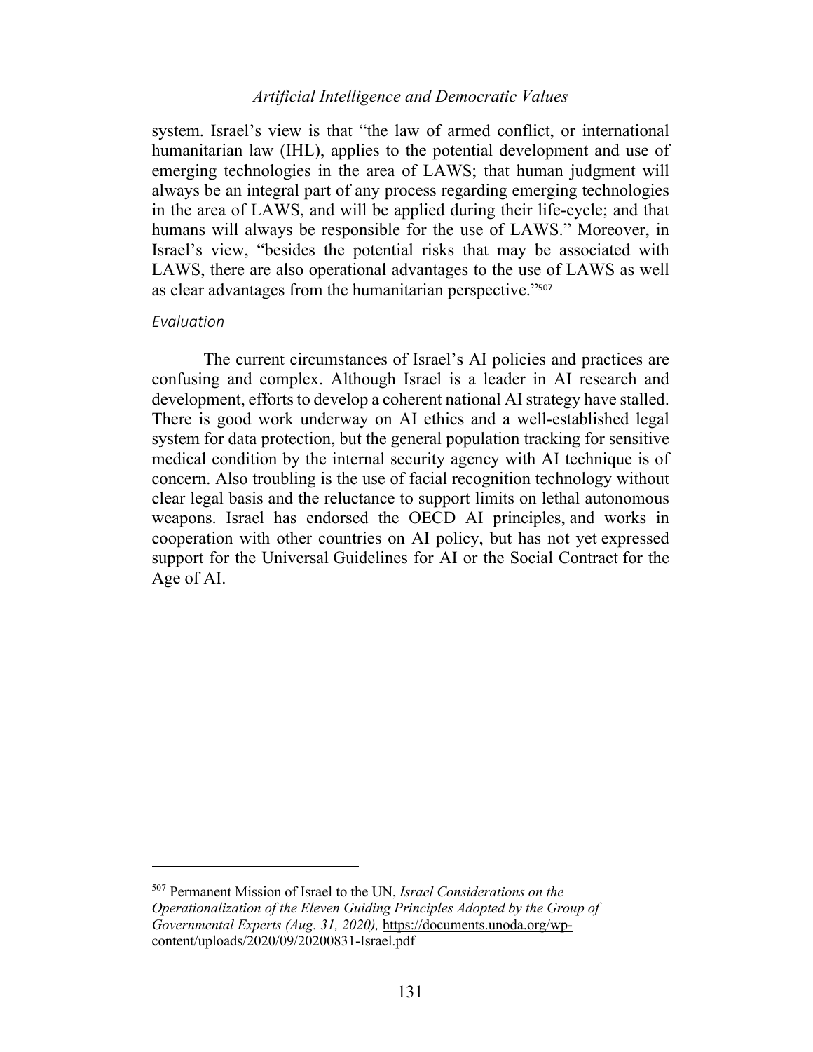system. Israel's view is that "the law of armed conflict, or international humanitarian law (IHL), applies to the potential development and use of emerging technologies in the area of LAWS; that human judgment will always be an integral part of any process regarding emerging technologies in the area of LAWS, and will be applied during their life-cycle; and that humans will always be responsible for the use of LAWS." Moreover, in Israel's view, "besides the potential risks that may be associated with LAWS, there are also operational advantages to the use of LAWS as well as clear advantages from the humanitarian perspective."[507]

### *Evaluation*

The current circumstances of Israel's AI policies and practices are confusing and complex. Although Israel is a leader in AI research and development, efforts to develop a coherent national AI strategy have stalled. There is good work underway on AI ethics and a well-established legal system for data protection, but the general population tracking for sensitive medical condition by the internal security agency with AI technique is of concern. Also troubling is the use of facial recognition technology without clear legal basis and the reluctance to support limits on lethal autonomous weapons. Israel has endorsed the OECD AI principles, and works in cooperation with other countries on AI policy, but has not yet expressed support for the Universal Guidelines for AI or the Social Contract for the Age of AI.

---

[507] Permanent Mission of Israel to the UN, *Israel Considerations on the Operationalization of the Eleven Guiding Principles Adopted by the Group of Governmental Experts (Aug. 31, 2020),* https://documents.unoda.org/wp-content/uploads/2020/09/20200831-Israel.pdf